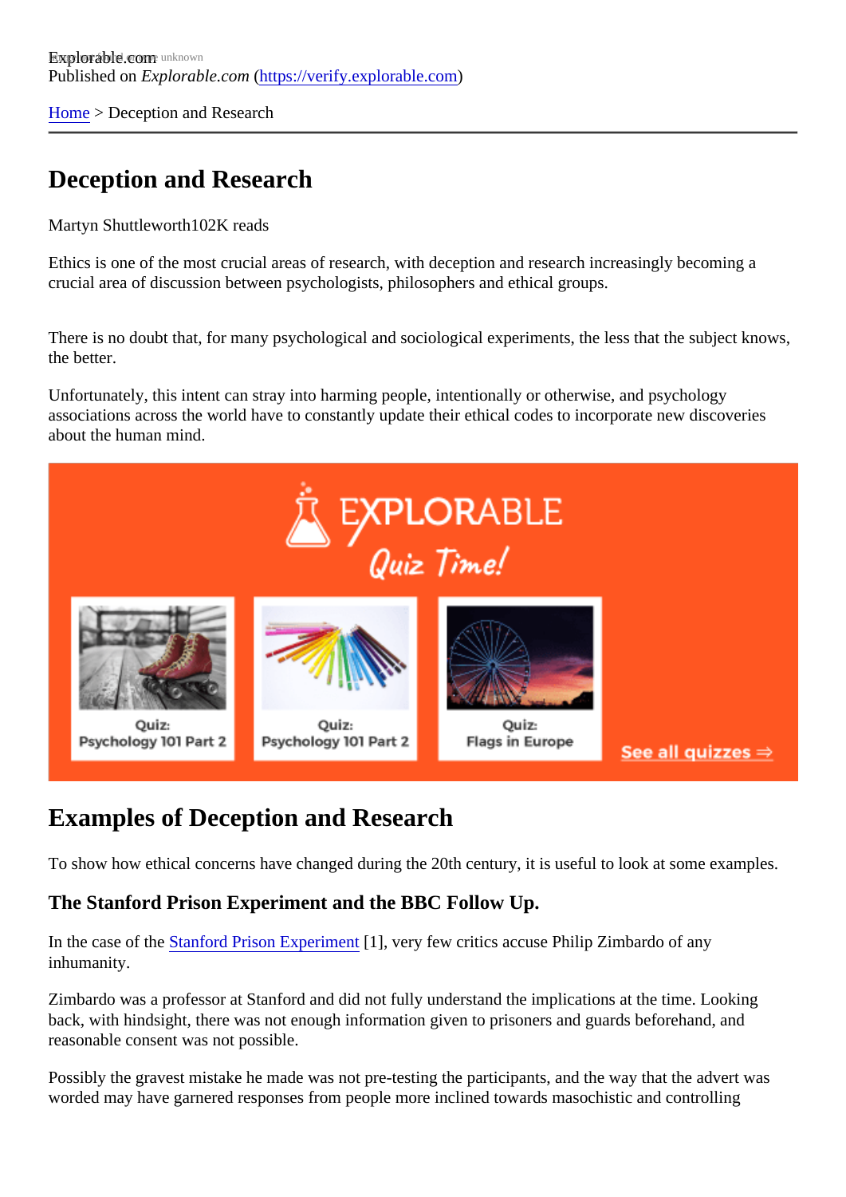Explorable.com
Published on *Explorable.com* (https://verify.explorable.com)

Home > Deception and Research

# Deception and Research

Martyn Shuttleworth102K reads

Ethics is one of the most crucial areas of research, with deception and research increasingly becoming a crucial area of discussion between psychologists, philosophers and ethical groups.

There is no doubt that, for many psychological and sociological experiments, the less that the subject knows, the better.

Unfortunately, this intent can stray into harming people, intentionally or otherwise, and psychology associations across the world have to constantly update their ethical codes to incorporate new discoveries about the human mind.

## Examples of Deception and Research

To show how ethical concerns have changed during the 20th century, it is useful to look at some examples.

### The Stanford Prison Experiment and the BBC Follow Up.

In the case of the Stanford Prison Experiment [1], very few critics accuse Philip Zimbardo of any inhumanity.

Zimbardo was a professor at Stanford and did not fully understand the implications at the time. Looking back, with hindsight, there was not enough information given to prisoners and guards beforehand, and reasonable consent was not possible.

Possibly the gravest mistake he made was not pre-testing the participants, and the way that the advert was worded may have garnered responses from people more inclined towards masochistic and controlling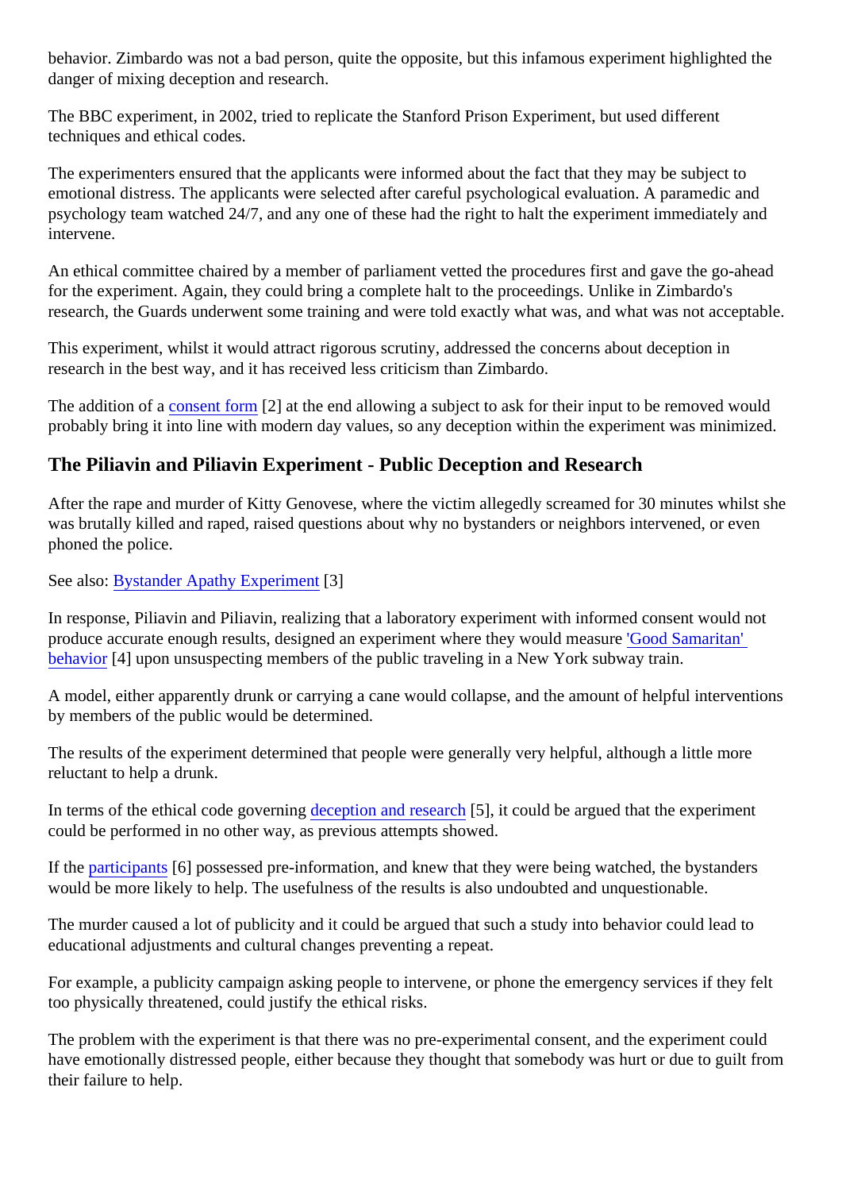behavior. Zimbardo was not a bad person, quite the opposite, but this infamous experiment highlighted the danger of mixing deception and research.

The BBC experiment, in 2002, tried to replicate the Stanford Prison Experiment, but used different techniques and ethical codes.

The experimenters ensured that the applicants were informed about the fact that they may be subject to emotional distress. The applicants were selected after careful psychological evaluation. A paramedic and psychology team watched 24/7, and any one of these had the right to halt the experiment immediately and intervene.

An ethical committee chaired by a member of parliament vetted the procedures first and gave the go-ahead for the experiment. Again, they could bring a complete halt to the proceedings. Unlike in Zimbardo's research, the Guards underwent some training and were told exactly what was, and what was not acceptable.

This experiment, whilst it would attract rigorous scrutiny, addressed the concerns about deception in research in the best way, and it has received less criticism than Zimbardo.

The addition of a consent form [2] at the end allowing a subject to ask for their input to be removed would probably bring it into line with modern day values, so any deception within the experiment was minimized.

## The Piliavin and Piliavin Experiment - Public Deception and Research

After the rape and murder of Kitty Genovese, where the victim allegedly screamed for 30 minutes whilst she was brutally killed and raped, raised questions about why no bystanders or neighbors intervened, or even phoned the police.

See also: Bystander Apathy Experiment [3]

In response, Piliavin and Piliavin, realizing that a laboratory experiment with informed consent would not produce accurate enough results, designed an experiment where they would measure 'Good Samaritan' behavior [4] upon unsuspecting members of the public traveling in a New York subway train.

A model, either apparently drunk or carrying a cane would collapse, and the amount of helpful interventions by members of the public would be determined.

The results of the experiment determined that people were generally very helpful, although a little more reluctant to help a drunk.

In terms of the ethical code governing deception and research [5], it could be argued that the experiment could be performed in no other way, as previous attempts showed.

If the participants [6] possessed pre-information, and knew that they were being watched, the bystanders would be more likely to help. The usefulness of the results is also undoubted and unquestionable.

The murder caused a lot of publicity and it could be argued that such a study into behavior could lead to educational adjustments and cultural changes preventing a repeat.

For example, a publicity campaign asking people to intervene, or phone the emergency services if they felt too physically threatened, could justify the ethical risks.

The problem with the experiment is that there was no pre-experimental consent, and the experiment could have emotionally distressed people, either because they thought that somebody was hurt or due to guilt from their failure to help.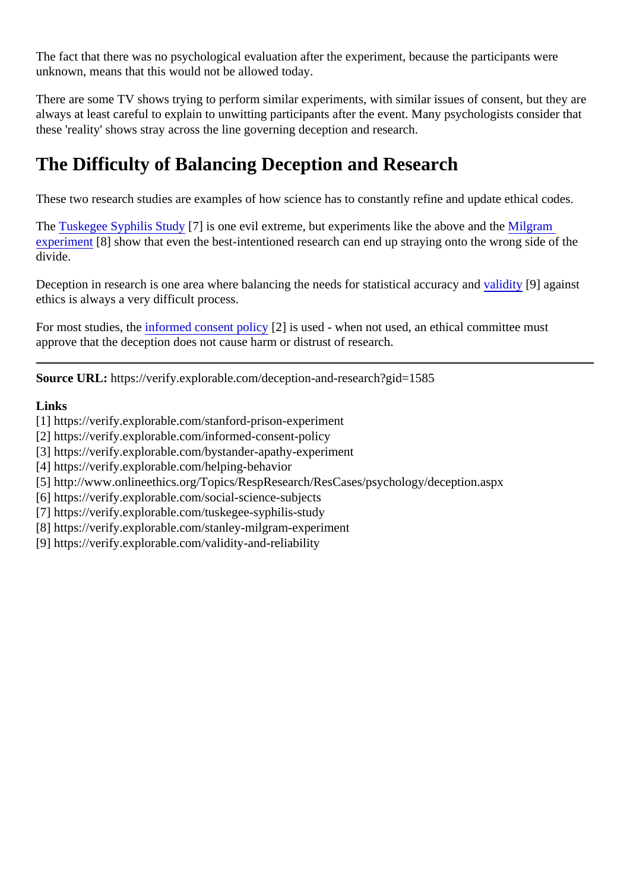The fact that there was no psychological evaluation after the experiment, because the participants were unknown, means that this would not be allowed today.

There are some TV shows trying to perform similar experiments, with similar issues of consent, but they are always at least careful to explain to unwitting participants after the event. Many psychologists consider that these 'reality' shows stray across the line governing deception and research.

## The Difficulty of Balancing Deception and Research

These two research studies are examples of how science has to constantly refine and update ethical codes.

The Tuskegee Syphilis Study [7] is one evil extreme, but experiments like the above and the Milgram experiment [8] show that even the best-intentioned research can end up straying onto the wrong side of the divide.

Deception in research is one area where balancing the needs for statistical accuracy and validity [9] against ethics is always a very difficult process.

For most studies, the informed consent policy [2] is used - when not used, an ethical committee must approve that the deception does not cause harm or distrust of research.

---

**Source URL:** https://verify.explorable.com/deception-and-research?gid=1585

**Links**

[1] https://verify.explorable.com/stanford-prison-experiment
[2] https://verify.explorable.com/informed-consent-policy
[3] https://verify.explorable.com/bystander-apathy-experiment
[4] https://verify.explorable.com/helping-behavior
[5] http://www.onlineethics.org/Topics/RespResearch/ResCases/psychology/deception.aspx
[6] https://verify.explorable.com/social-science-subjects
[7] https://verify.explorable.com/tuskegee-syphilis-study
[8] https://verify.explorable.com/stanley-milgram-experiment
[9] https://verify.explorable.com/validity-and-reliability